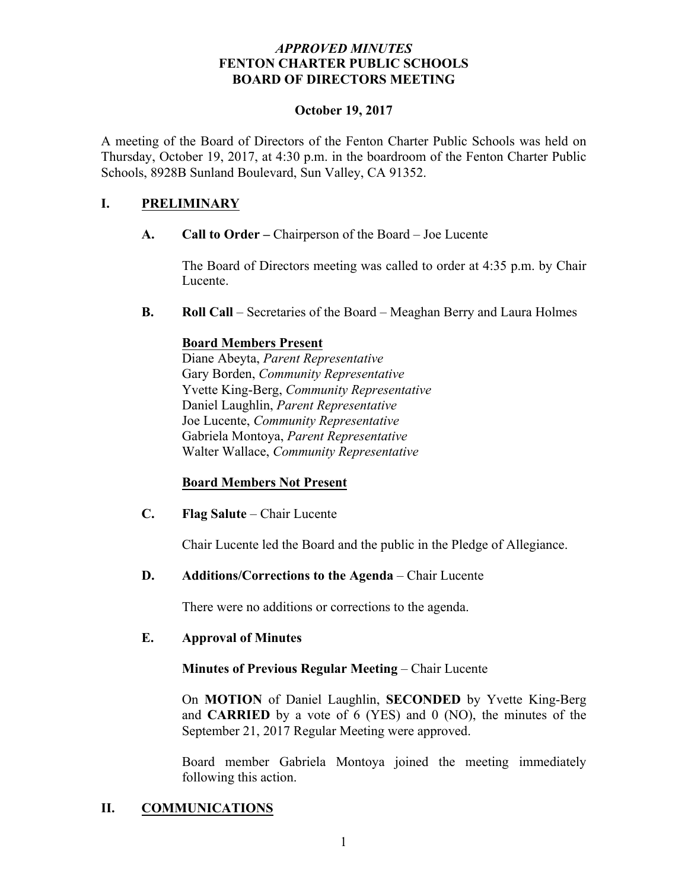*APPROVED MINUTES*
**FENTON CHARTER PUBLIC SCHOOLS**
**BOARD OF DIRECTORS MEETING**

**October 19, 2017**

A meeting of the Board of Directors of the Fenton Charter Public Schools was held on Thursday, October 19, 2017, at 4:30 p.m. in the boardroom of the Fenton Charter Public Schools, 8928B Sunland Boulevard, Sun Valley, CA 91352.

## I. PRELIMINARY

**A. Call to Order –** Chairperson of the Board – Joe Lucente

The Board of Directors meeting was called to order at 4:35 p.m. by Chair Lucente.

**B. Roll Call** – Secretaries of the Board – Meaghan Berry and Laura Holmes

**Board Members Present**
Diane Abeyta, *Parent Representative*
Gary Borden, *Community Representative*
Yvette King-Berg, *Community Representative*
Daniel Laughlin, *Parent Representative*
Joe Lucente, *Community Representative*
Gabriela Montoya, *Parent Representative*
Walter Wallace, *Community Representative*

**Board Members Not Present**

**C. Flag Salute** – Chair Lucente

Chair Lucente led the Board and the public in the Pledge of Allegiance.

**D. Additions/Corrections to the Agenda** – Chair Lucente

There were no additions or corrections to the agenda.

**E. Approval of Minutes**

**Minutes of Previous Regular Meeting** – Chair Lucente

On **MOTION** of Daniel Laughlin, **SECONDED** by Yvette King-Berg and **CARRIED** by a vote of 6 (YES) and 0 (NO), the minutes of the September 21, 2017 Regular Meeting were approved.

Board member Gabriela Montoya joined the meeting immediately following this action.

## II. COMMUNICATIONS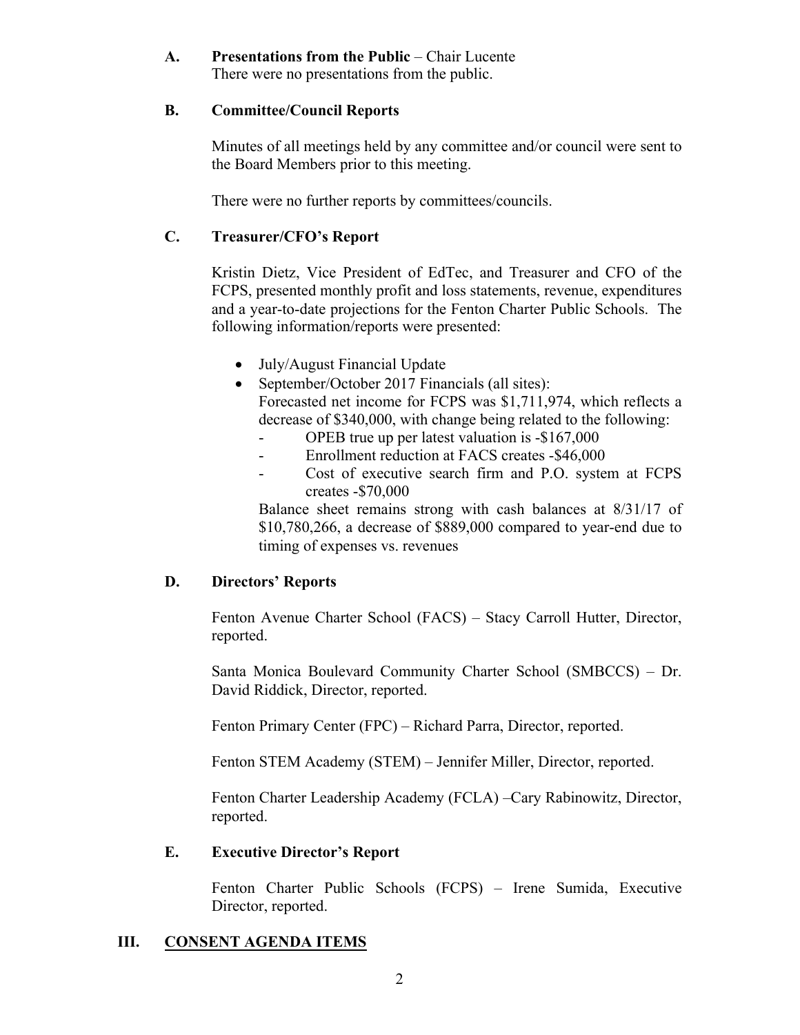**A. Presentations from the Public** – Chair Lucente

There were no presentations from the public.

**B. Committee/Council Reports**

Minutes of all meetings held by any committee and/or council were sent to the Board Members prior to this meeting.

There were no further reports by committees/councils.

**C. Treasurer/CFO's Report**

Kristin Dietz, Vice President of EdTec, and Treasurer and CFO of the FCPS, presented monthly profit and loss statements, revenue, expenditures and a year-to-date projections for the Fenton Charter Public Schools. The following information/reports were presented:

- July/August Financial Update
- September/October 2017 Financials (all sites):
  Forecasted net income for FCPS was $1,711,974, which reflects a decrease of $340,000, with change being related to the following:
  - OPEB true up per latest valuation is -$167,000
  - Enrollment reduction at FACS creates -$46,000
  - Cost of executive search firm and P.O. system at FCPS creates -$70,000

  Balance sheet remains strong with cash balances at 8/31/17 of $10,780,266, a decrease of $889,000 compared to year-end due to timing of expenses vs. revenues

**D. Directors' Reports**

Fenton Avenue Charter School (FACS) – Stacy Carroll Hutter, Director, reported.

Santa Monica Boulevard Community Charter School (SMBCCS) – Dr. David Riddick, Director, reported.

Fenton Primary Center (FPC) – Richard Parra, Director, reported.

Fenton STEM Academy (STEM) – Jennifer Miller, Director, reported.

Fenton Charter Leadership Academy (FCLA) –Cary Rabinowitz, Director, reported.

**E. Executive Director's Report**

Fenton Charter Public Schools (FCPS) – Irene Sumida, Executive Director, reported.

## III. CONSENT AGENDA ITEMS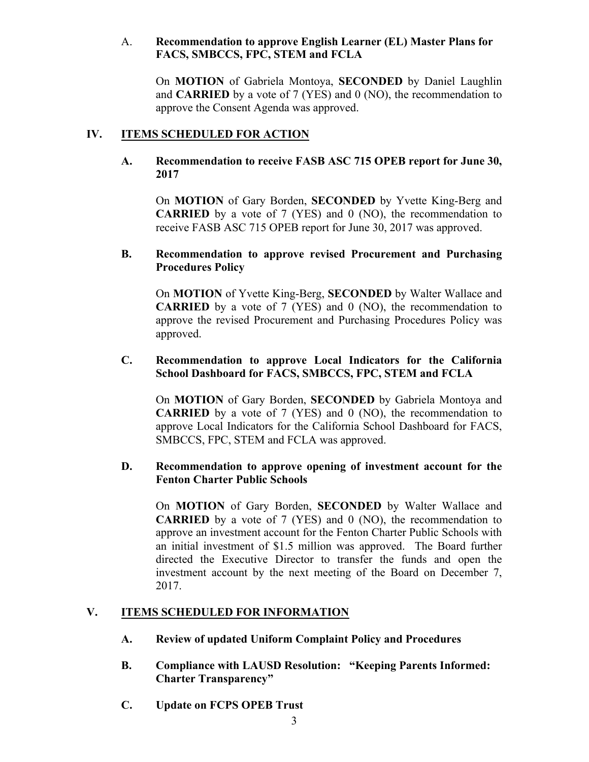A. **Recommendation to approve English Learner (EL) Master Plans for FACS, SMBCCS, FPC, STEM and FCLA**

On **MOTION** of Gabriela Montoya, **SECONDED** by Daniel Laughlin and **CARRIED** by a vote of 7 (YES) and 0 (NO), the recommendation to approve the Consent Agenda was approved.

## IV. ITEMS SCHEDULED FOR ACTION

### A. Recommendation to receive FASB ASC 715 OPEB report for June 30, 2017

On **MOTION** of Gary Borden, **SECONDED** by Yvette King-Berg and **CARRIED** by a vote of 7 (YES) and 0 (NO), the recommendation to receive FASB ASC 715 OPEB report for June 30, 2017 was approved.

### B. Recommendation to approve revised Procurement and Purchasing Procedures Policy

On **MOTION** of Yvette King-Berg, **SECONDED** by Walter Wallace and **CARRIED** by a vote of 7 (YES) and 0 (NO), the recommendation to approve the revised Procurement and Purchasing Procedures Policy was approved.

### C. Recommendation to approve Local Indicators for the California School Dashboard for FACS, SMBCCS, FPC, STEM and FCLA

On **MOTION** of Gary Borden, **SECONDED** by Gabriela Montoya and **CARRIED** by a vote of 7 (YES) and 0 (NO), the recommendation to approve Local Indicators for the California School Dashboard for FACS, SMBCCS, FPC, STEM and FCLA was approved.

### D. Recommendation to approve opening of investment account for the Fenton Charter Public Schools

On **MOTION** of Gary Borden, **SECONDED** by Walter Wallace and **CARRIED** by a vote of 7 (YES) and 0 (NO), the recommendation to approve an investment account for the Fenton Charter Public Schools with an initial investment of $1.5 million was approved. The Board further directed the Executive Director to transfer the funds and open the investment account by the next meeting of the Board on December 7, 2017.

## V. ITEMS SCHEDULED FOR INFORMATION

### A. Review of updated Uniform Complaint Policy and Procedures

### B. Compliance with LAUSD Resolution: "Keeping Parents Informed: Charter Transparency"

### C. Update on FCPS OPEB Trust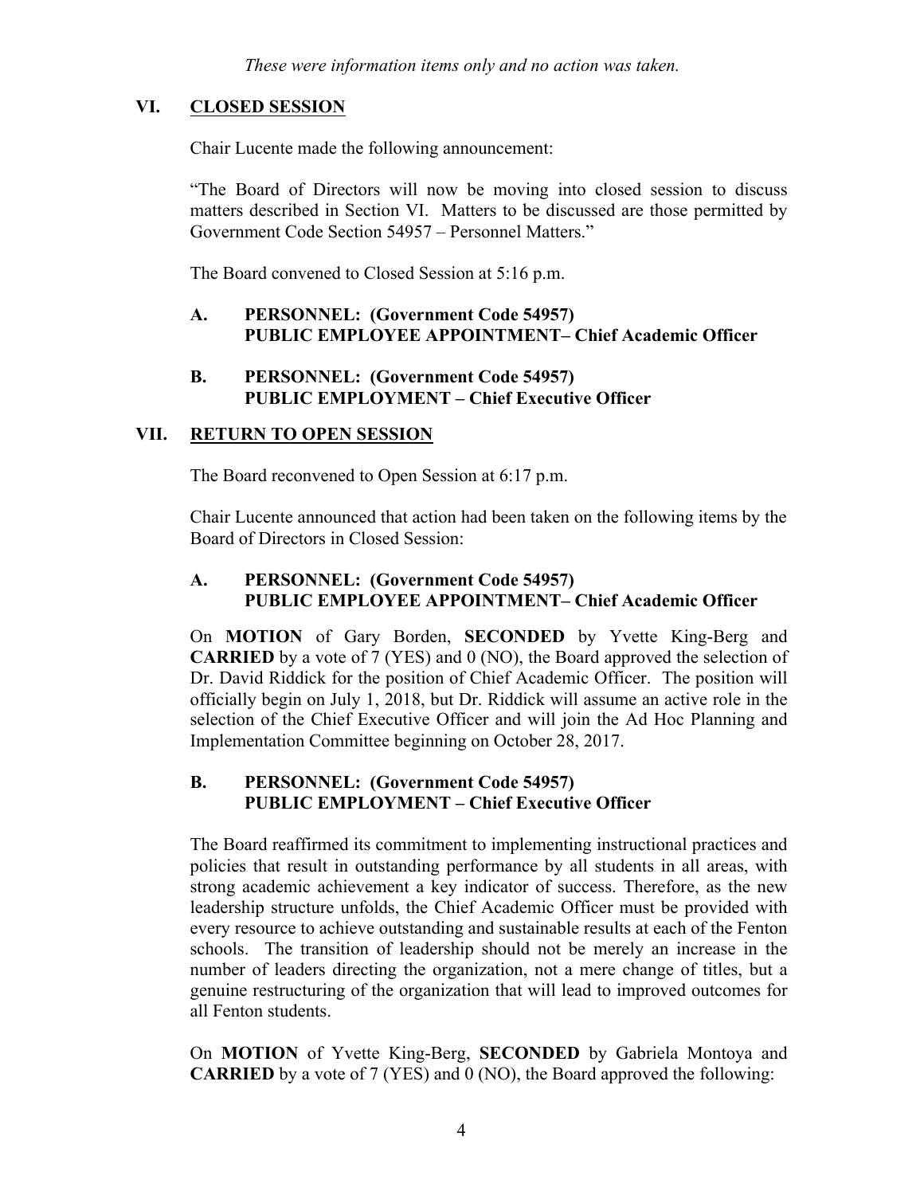*These were information items only and no action was taken.*

## VI. CLOSED SESSION

Chair Lucente made the following announcement:

"The Board of Directors will now be moving into closed session to discuss matters described in Section VI. Matters to be discussed are those permitted by Government Code Section 54957 – Personnel Matters."

The Board convened to Closed Session at 5:16 p.m.

### A. PERSONNEL: (Government Code 54957) PUBLIC EMPLOYEE APPOINTMENT– Chief Academic Officer

### B. PERSONNEL: (Government Code 54957) PUBLIC EMPLOYMENT – Chief Executive Officer

## VII. RETURN TO OPEN SESSION

The Board reconvened to Open Session at 6:17 p.m.

Chair Lucente announced that action had been taken on the following items by the Board of Directors in Closed Session:

### A. PERSONNEL: (Government Code 54957) PUBLIC EMPLOYEE APPOINTMENT– Chief Academic Officer

On **MOTION** of Gary Borden, **SECONDED** by Yvette King-Berg and **CARRIED** by a vote of 7 (YES) and 0 (NO), the Board approved the selection of Dr. David Riddick for the position of Chief Academic Officer. The position will officially begin on July 1, 2018, but Dr. Riddick will assume an active role in the selection of the Chief Executive Officer and will join the Ad Hoc Planning and Implementation Committee beginning on October 28, 2017.

### B. PERSONNEL: (Government Code 54957) PUBLIC EMPLOYMENT – Chief Executive Officer

The Board reaffirmed its commitment to implementing instructional practices and policies that result in outstanding performance by all students in all areas, with strong academic achievement a key indicator of success. Therefore, as the new leadership structure unfolds, the Chief Academic Officer must be provided with every resource to achieve outstanding and sustainable results at each of the Fenton schools. The transition of leadership should not be merely an increase in the number of leaders directing the organization, not a mere change of titles, but a genuine restructuring of the organization that will lead to improved outcomes for all Fenton students.

On **MOTION** of Yvette King-Berg, **SECONDED** by Gabriela Montoya and **CARRIED** by a vote of 7 (YES) and 0 (NO), the Board approved the following: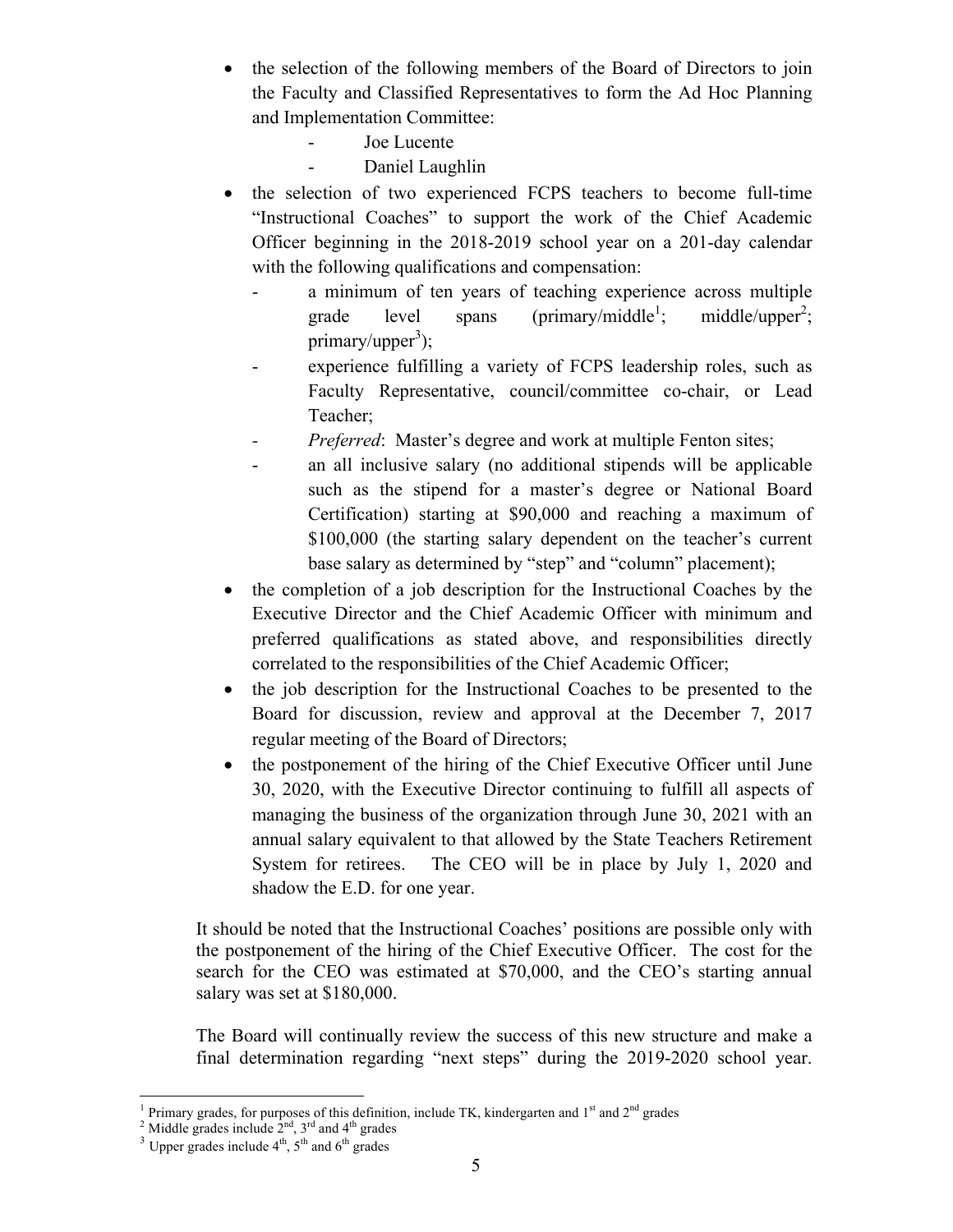- the selection of the following members of the Board of Directors to join the Faculty and Classified Representatives to form the Ad Hoc Planning and Implementation Committee:
  - Joe Lucente
  - Daniel Laughlin
- the selection of two experienced FCPS teachers to become full-time "Instructional Coaches" to support the work of the Chief Academic Officer beginning in the 2018-2019 school year on a 201-day calendar with the following qualifications and compensation:
  - a minimum of ten years of teaching experience across multiple grade level spans (primary/middle[1]; middle/upper[2]; primary/upper[3]);
  - experience fulfilling a variety of FCPS leadership roles, such as Faculty Representative, council/committee co-chair, or Lead Teacher;
  - *Preferred*: Master's degree and work at multiple Fenton sites;
  - an all inclusive salary (no additional stipends will be applicable such as the stipend for a master's degree or National Board Certification) starting at $90,000 and reaching a maximum of $100,000 (the starting salary dependent on the teacher's current base salary as determined by "step" and "column" placement);
- the completion of a job description for the Instructional Coaches by the Executive Director and the Chief Academic Officer with minimum and preferred qualifications as stated above, and responsibilities directly correlated to the responsibilities of the Chief Academic Officer;
- the job description for the Instructional Coaches to be presented to the Board for discussion, review and approval at the December 7, 2017 regular meeting of the Board of Directors;
- the postponement of the hiring of the Chief Executive Officer until June 30, 2020, with the Executive Director continuing to fulfill all aspects of managing the business of the organization through June 30, 2021 with an annual salary equivalent to that allowed by the State Teachers Retirement System for retirees. The CEO will be in place by July 1, 2020 and shadow the E.D. for one year.

It should be noted that the Instructional Coaches' positions are possible only with the postponement of the hiring of the Chief Executive Officer. The cost for the search for the CEO was estimated at $70,000, and the CEO's starting annual salary was set at $180,000.

The Board will continually review the success of this new structure and make a final determination regarding "next steps" during the 2019-2020 school year.

---

[1] Primary grades, for purposes of this definition, include TK, kindergarten and 1st and 2nd grades

[2] Middle grades include 2nd, 3rd and 4th grades

[3] Upper grades include 4th, 5th and 6th grades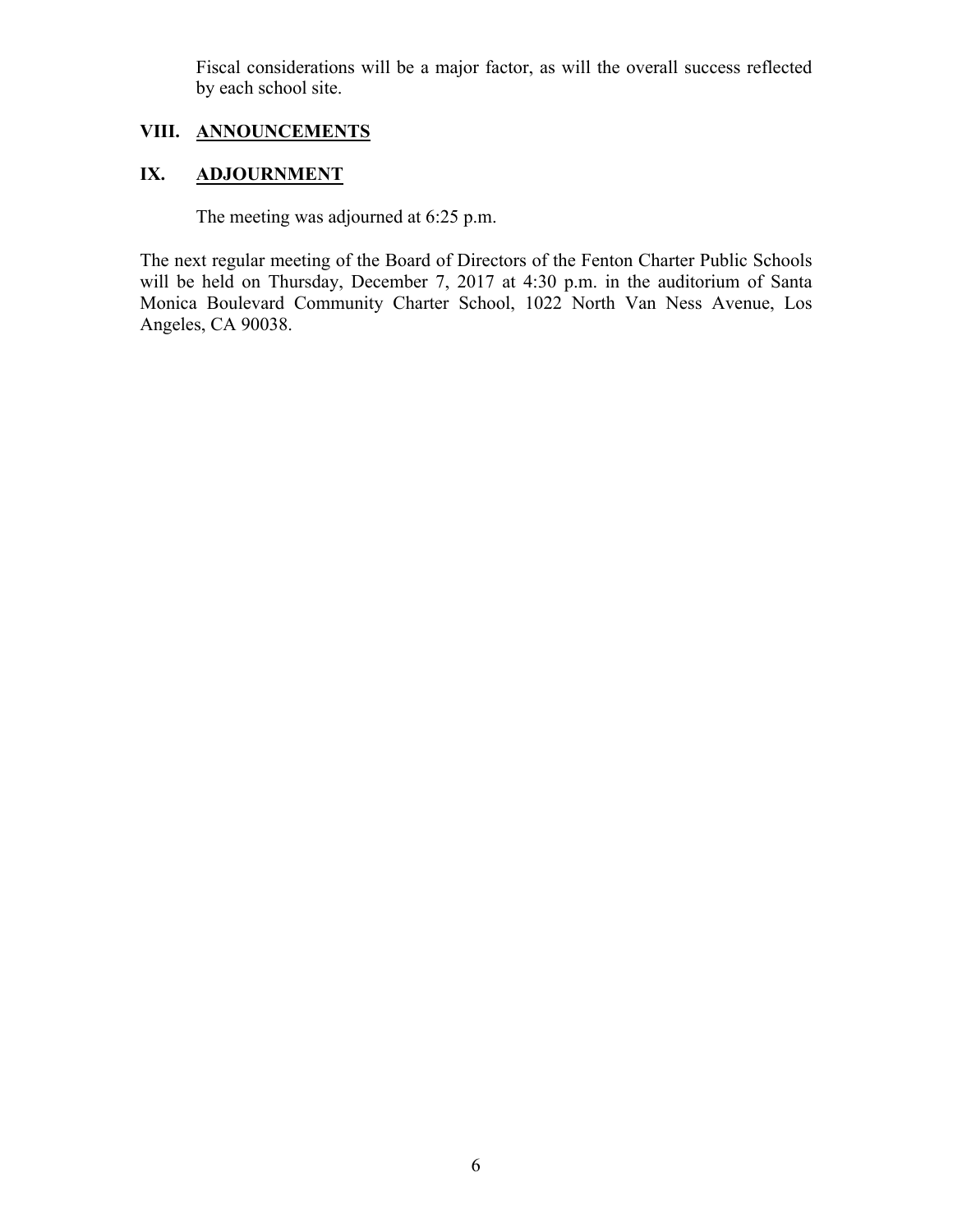Fiscal considerations will be a major factor, as will the overall success reflected by each school site.

## VIII. ANNOUNCEMENTS

## IX. ADJOURNMENT

The meeting was adjourned at 6:25 p.m.

The next regular meeting of the Board of Directors of the Fenton Charter Public Schools will be held on Thursday, December 7, 2017 at 4:30 p.m. in the auditorium of Santa Monica Boulevard Community Charter School, 1022 North Van Ness Avenue, Los Angeles, CA 90038.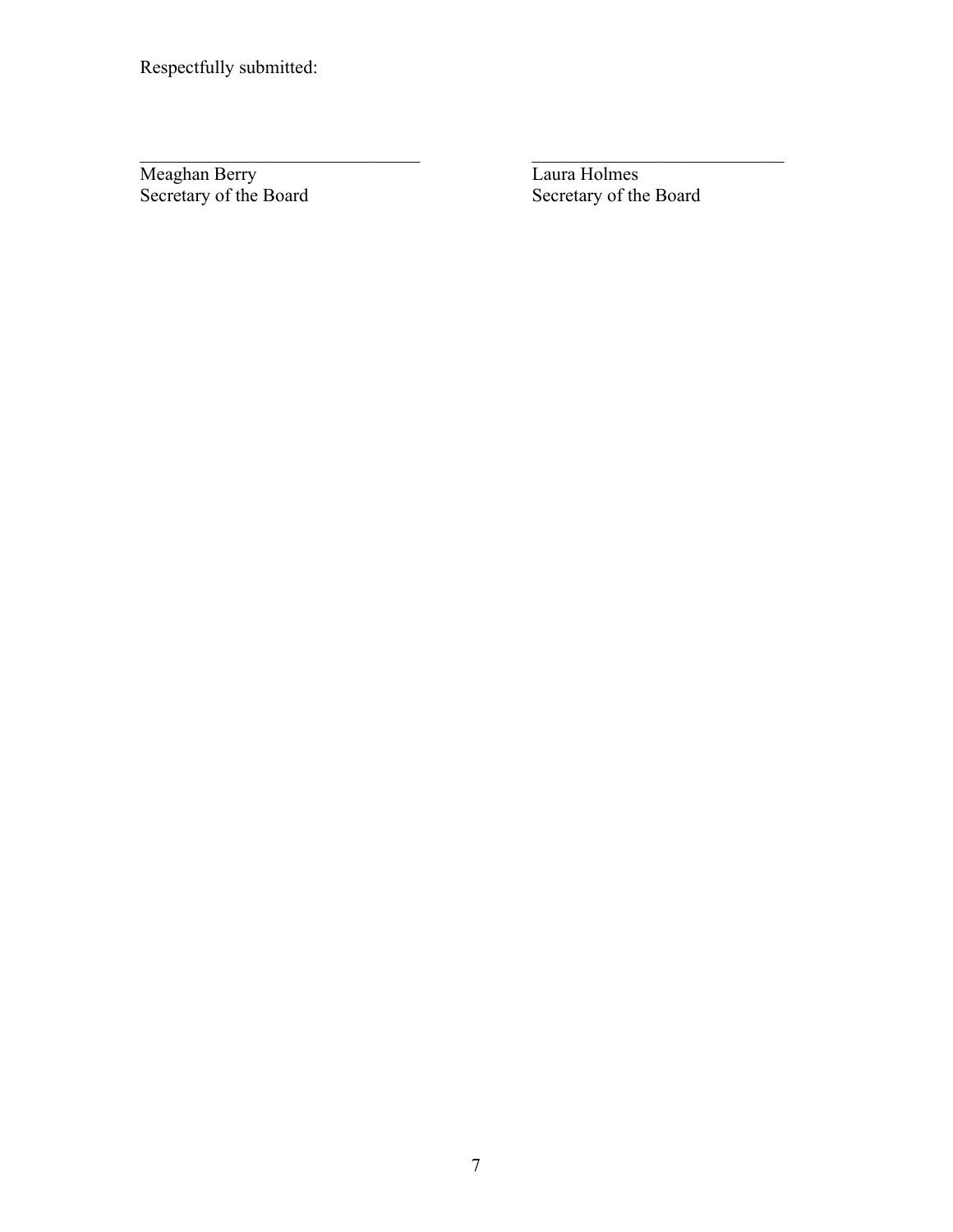Respectfully submitted:

\_\_\_\_\_\_\_\_\_\_\_\_\_\_\_\_\_\_\_\_\_\_\_\_\_\_\_\_\_\_
Meaghan Berry
Secretary of the Board

\_\_\_\_\_\_\_\_\_\_\_\_\_\_\_\_\_\_\_\_\_\_\_\_\_\_\_\_\_\_
Laura Holmes
Secretary of the Board